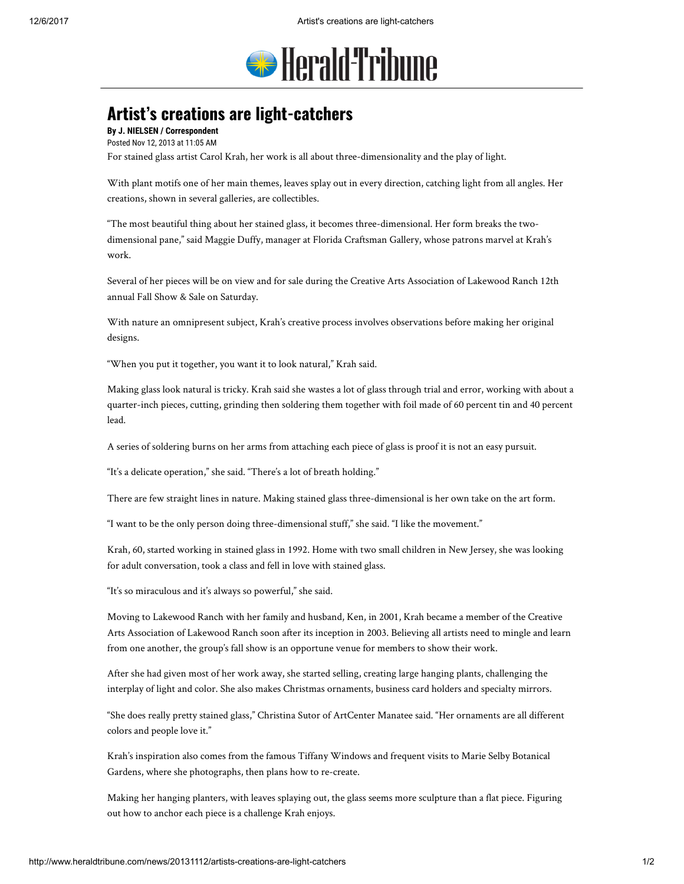# Artist's creations are light-catchers

**By J. NIELSEN / Correspondent**

Posted Nov 12, 2013 at 11:05 AM

For stained glass artist Carol Krah, her work is all about three-dimensionality and the play of light.

With plant motifs one of her main themes, leaves splay out in every direction, catching light from all angles. Her creations, shown in several galleries, are collectibles.

"The most beautiful thing about her stained glass, it becomes three-dimensional. Her form breaks the two-dimensional pane," said Maggie Duffy, manager at Florida Craftsman Gallery, whose patrons marvel at Krah's work.

Several of her pieces will be on view and for sale during the Creative Arts Association of Lakewood Ranch 12th annual Fall Show & Sale on Saturday.

With nature an omnipresent subject, Krah's creative process involves observations before making her original designs.

"When you put it together, you want it to look natural," Krah said.

Making glass look natural is tricky. Krah said she wastes a lot of glass through trial and error, working with about a quarter-inch pieces, cutting, grinding then soldering them together with foil made of 60 percent tin and 40 percent lead.

A series of soldering burns on her arms from attaching each piece of glass is proof it is not an easy pursuit.

"It's a delicate operation," she said. "There's a lot of breath holding."

There are few straight lines in nature. Making stained glass three-dimensional is her own take on the art form.

"I want to be the only person doing three-dimensional stuff," she said. "I like the movement."

Krah, 60, started working in stained glass in 1992. Home with two small children in New Jersey, she was looking for adult conversation, took a class and fell in love with stained glass.

"It's so miraculous and it's always so powerful," she said.

Moving to Lakewood Ranch with her family and husband, Ken, in 2001, Krah became a member of the Creative Arts Association of Lakewood Ranch soon after its inception in 2003. Believing all artists need to mingle and learn from one another, the group's fall show is an opportune venue for members to show their work.

After she had given most of her work away, she started selling, creating large hanging plants, challenging the interplay of light and color. She also makes Christmas ornaments, business card holders and specialty mirrors.

"She does really pretty stained glass," Christina Sutor of ArtCenter Manatee said. "Her ornaments are all different colors and people love it."

Krah's inspiration also comes from the famous Tiffany Windows and frequent visits to Marie Selby Botanical Gardens, where she photographs, then plans how to re-create.

Making her hanging planters, with leaves splaying out, the glass seems more sculpture than a flat piece. Figuring out how to anchor each piece is a challenge Krah enjoys.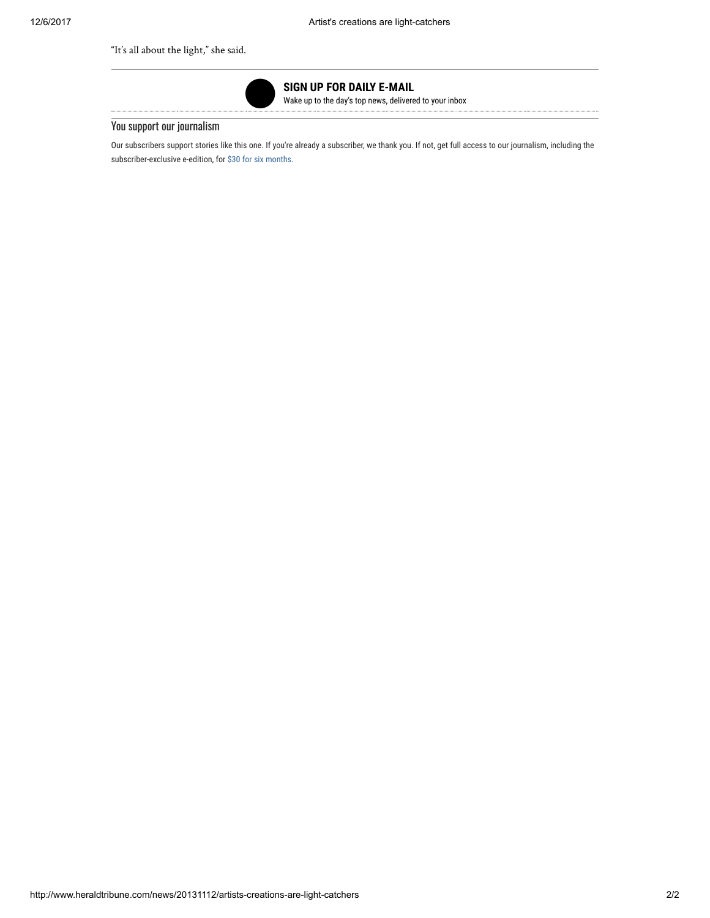"It's all about the light," she said.

**SIGN UP FOR DAILY E-MAIL**

Wake up to the day's top news, delivered to your inbox

## You support our journalism

Our subscribers support stories like this one. If you're already a subscriber, we thank you. If not, get full access to our journalism, including the subscriber-exclusive e-edition, for $30 for six months.